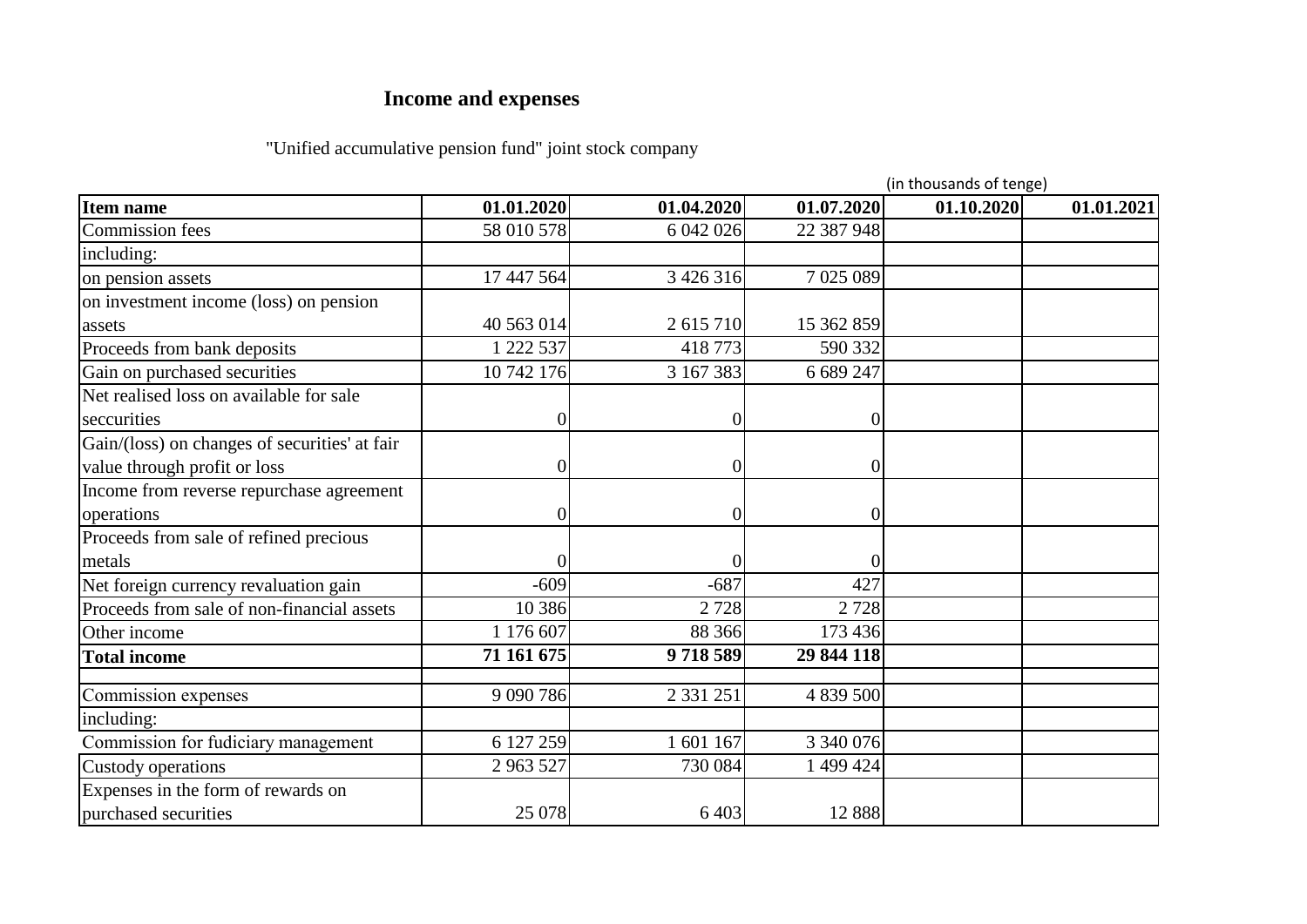# Income and expenses

"Unified accumulative pension fund" joint stock company

(in thousands of tenge)

| Item name | 01.01.2020 | 01.04.2020 | 01.07.2020 | 01.10.2020 | 01.01.2021 |
|---|---|---|---|---|---|
| Commission fees | 58 010 578 | 6 042 026 | 22 387 948 | | |
| including: | | | | | |
| on pension assets | 17 447 564 | 3 426 316 | 7 025 089 | | |
| on investment income (loss) on pension assets | 40 563 014 | 2 615 710 | 15 362 859 | | |
| Proceeds from bank deposits | 1 222 537 | 418 773 | 590 332 | | |
| Gain on purchased securities | 10 742 176 | 3 167 383 | 6 689 247 | | |
| Net realised loss on available for sale seccurities | 0 | 0 | 0 | | |
| Gain/(loss) on changes of securities' at fair value through profit or loss | 0 | 0 | 0 | | |
| Income from reverse repurchase agreement operations | 0 | 0 | 0 | | |
| Proceeds from sale of refined precious metals | 0 | 0 | 0 | | |
| Net foreign currency revaluation gain | -609 | -687 | 427 | | |
| Proceeds from sale of non-financial assets | 10 386 | 2 728 | 2 728 | | |
| Other income | 1 176 607 | 88 366 | 173 436 | | |
| **Total income** | **71 161 675** | **9 718 589** | **29 844 118** | | |
| | | | | | |
| Commission expenses | 9 090 786 | 2 331 251 | 4 839 500 | | |
| including: | | | | | |
| Commission for fudiciary management | 6 127 259 | 1 601 167 | 3 340 076 | | |
| Custody operations | 2 963 527 | 730 084 | 1 499 424 | | |
| Expenses in the form of rewards on purchased securities | 25 078 | 6 403 | 12 888 | | |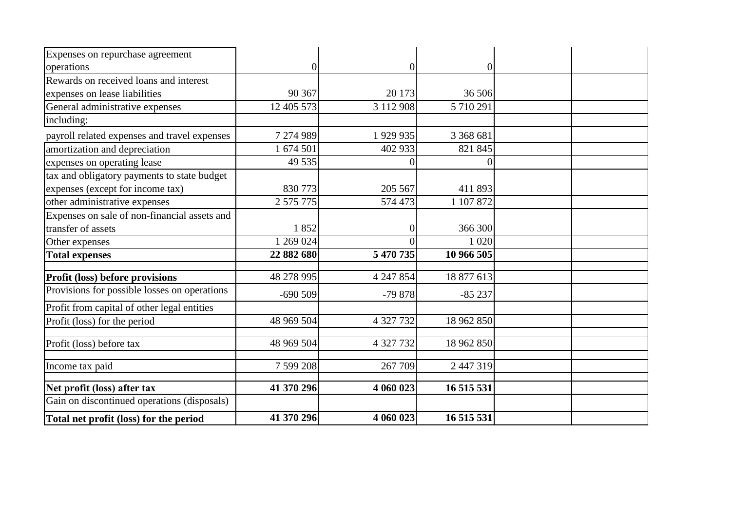| | | | | | |
|---|---|---|---|---|---|
| Expenses on repurchase agreement operations | 0 | 0 | 0 | | |
| Rewards on received loans and interest expenses on lease liabilities | 90 367 | 20 173 | 36 506 | | |
| General administrative expenses | 12 405 573 | 3 112 908 | 5 710 291 | | |
| including: | | | | | |
| payroll related expenses and travel expenses | 7 274 989 | 1 929 935 | 3 368 681 | | |
| amortization and depreciation | 1 674 501 | 402 933 | 821 845 | | |
| expenses on operating lease | 49 535 | 0 | 0 | | |
| tax and obligatory payments to state budget expenses (except for income tax) | 830 773 | 205 567 | 411 893 | | |
| other administrative expenses | 2 575 775 | 574 473 | 1 107 872 | | |
| Expenses on sale of non-financial assets and transfer of assets | 1 852 | 0 | 366 300 | | |
| Other expenses | 1 269 024 | 0 | 1 020 | | |
| **Total expenses** | **22 882 680** | **5 470 735** | **10 966 505** | | |
| | | | | | |
| **Profit (loss) before provisions** | 48 278 995 | 4 247 854 | 18 877 613 | | |
| Provisions for possible losses on operations | -690 509 | -79 878 | -85 237 | | |
| Profit from capital of other legal entities | | | | | |
| Profit (loss) for the period | 48 969 504 | 4 327 732 | 18 962 850 | | |
| | | | | | |
| Profit (loss) before tax | 48 969 504 | 4 327 732 | 18 962 850 | | |
| | | | | | |
| Income tax paid | 7 599 208 | 267 709 | 2 447 319 | | |
| | | | | | |
| **Net profit (loss) after tax** | **41 370 296** | **4 060 023** | **16 515 531** | | |
| Gain on discontinued operations (disposals) | | | | | |
| **Total net profit (loss) for the period** | **41 370 296** | **4 060 023** | **16 515 531** | | |